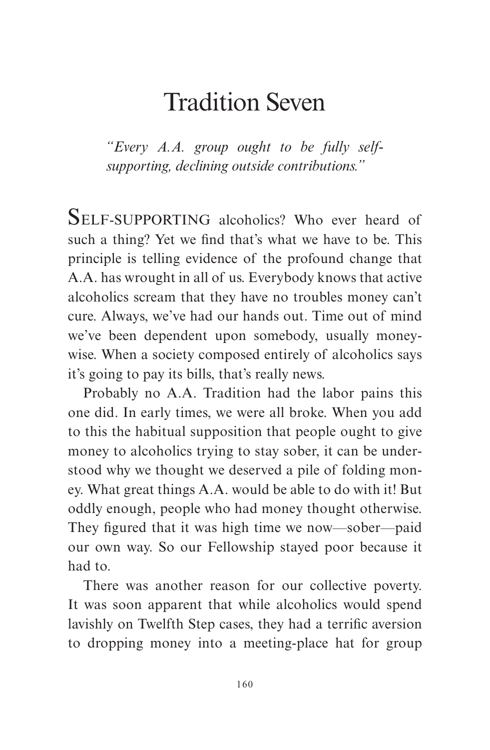# Tradition Seven

*"Every A.A. group ought to be fully self-supporting, declining outside contributions."*

SELF-SUPPORTING alcoholics? Who ever heard of such a thing? Yet we find that's what we have to be. This principle is telling evidence of the profound change that A.A. has wrought in all of us. Everybody knows that active alcoholics scream that they have no troubles money can't cure. Always, we've had our hands out. Time out of mind we've been dependent upon somebody, usually money-wise. When a society composed entirely of alcoholics says it's going to pay its bills, that's really news.

Probably no A.A. Tradition had the labor pains this one did. In early times, we were all broke. When you add to this the habitual supposition that people ought to give money to alcoholics trying to stay sober, it can be understood why we thought we deserved a pile of folding money. What great things A.A. would be able to do with it! But oddly enough, people who had money thought otherwise. They figured that it was high time we now—sober—paid our own way. So our Fellowship stayed poor because it had to.

There was another reason for our collective poverty. It was soon apparent that while alcoholics would spend lavishly on Twelfth Step cases, they had a terrific aversion to dropping money into a meeting-place hat for group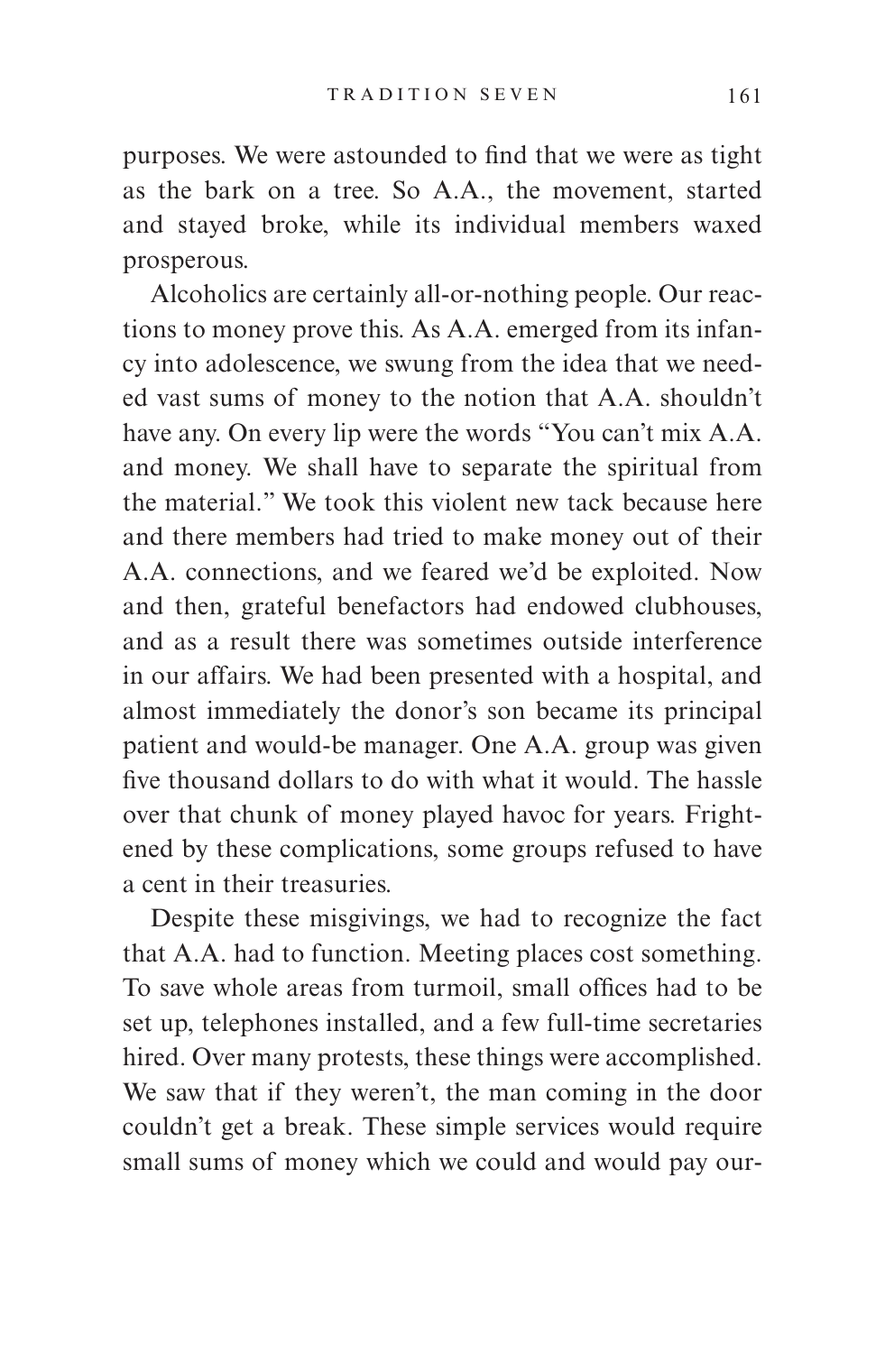purposes. We were astounded to find that we were as tight as the bark on a tree. So A.A., the movement, started and stayed broke, while its individual members waxed prosperous.

Alcoholics are certainly all-or-nothing people. Our reactions to money prove this. As A.A. emerged from its infancy into adolescence, we swung from the idea that we needed vast sums of money to the notion that A.A. shouldn't have any. On every lip were the words "You can't mix A.A. and money. We shall have to separate the spiritual from the material." We took this violent new tack because here and there members had tried to make money out of their A.A. connections, and we feared we'd be exploited. Now and then, grateful benefactors had endowed clubhouses, and as a result there was sometimes outside interference in our affairs. We had been presented with a hospital, and almost immediately the donor's son became its principal patient and would-be manager. One A.A. group was given five thousand dollars to do with what it would. The hassle over that chunk of money played havoc for years. Frightened by these complications, some groups refused to have a cent in their treasuries.

Despite these misgivings, we had to recognize the fact that A.A. had to function. Meeting places cost something. To save whole areas from turmoil, small offices had to be set up, telephones installed, and a few full-time secretaries hired. Over many protests, these things were accomplished. We saw that if they weren't, the man coming in the door couldn't get a break. These simple services would require small sums of money which we could and would pay our-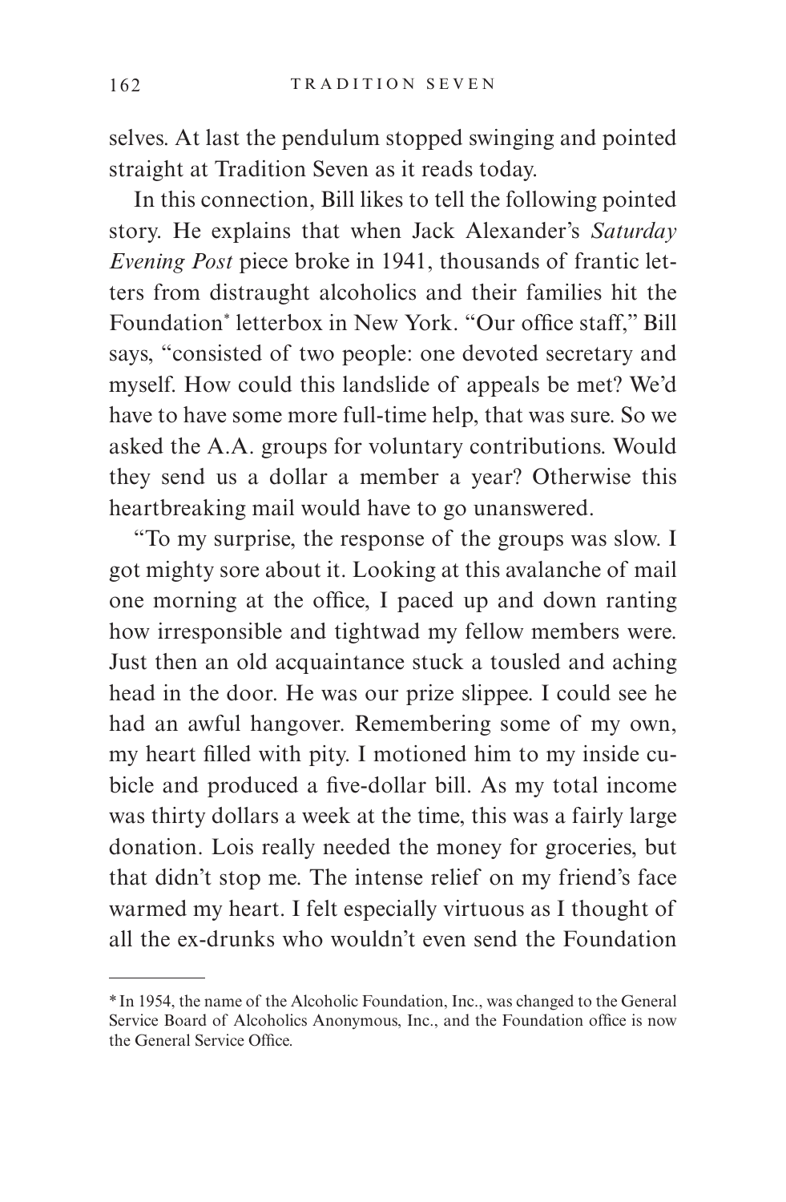selves. At last the pendulum stopped swinging and pointed straight at Tradition Seven as it reads today.

In this connection, Bill likes to tell the following pointed story. He explains that when Jack Alexander's *Saturday Evening Post* piece broke in 1941, thousands of frantic letters from distraught alcoholics and their families hit the Foundation* letterbox in New York. "Our office staff," Bill says, "consisted of two people: one devoted secretary and myself. How could this landslide of appeals be met? We'd have to have some more full-time help, that was sure. So we asked the A.A. groups for voluntary contributions. Would they send us a dollar a member a year? Otherwise this heartbreaking mail would have to go unanswered.

"To my surprise, the response of the groups was slow. I got mighty sore about it. Looking at this avalanche of mail one morning at the office, I paced up and down ranting how irresponsible and tightwad my fellow members were. Just then an old acquaintance stuck a tousled and aching head in the door. He was our prize slippee. I could see he had an awful hangover. Remembering some of my own, my heart filled with pity. I motioned him to my inside cubicle and produced a five-dollar bill. As my total income was thirty dollars a week at the time, this was a fairly large donation. Lois really needed the money for groceries, but that didn't stop me. The intense relief on my friend's face warmed my heart. I felt especially virtuous as I thought of all the ex-drunks who wouldn't even send the Foundation

---

* In 1954, the name of the Alcoholic Foundation, Inc., was changed to the General Service Board of Alcoholics Anonymous, Inc., and the Foundation office is now the General Service Office.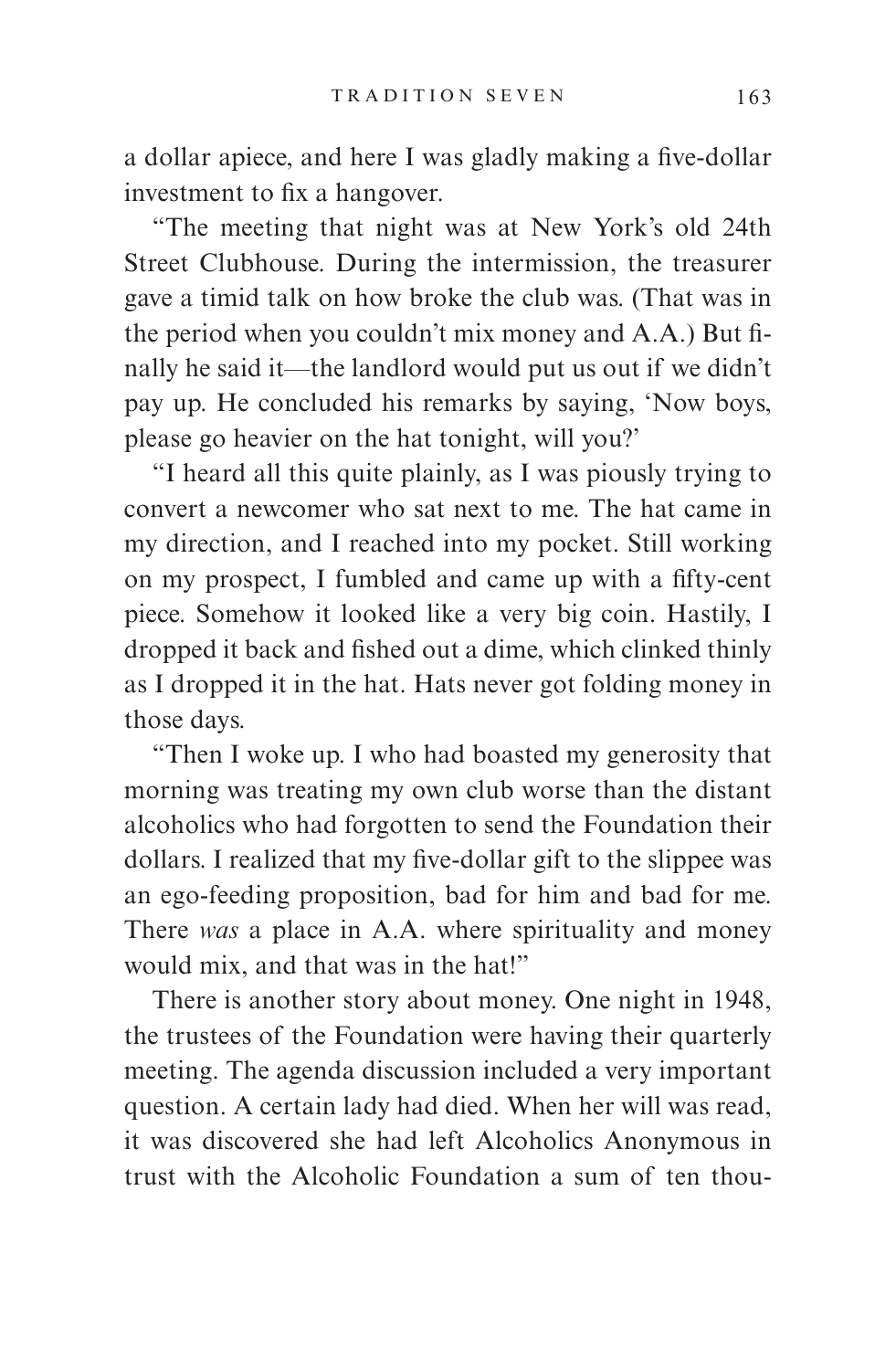a dollar apiece, and here I was gladly making a five-dollar investment to fix a hangover.

"The meeting that night was at New York's old 24th Street Clubhouse. During the intermission, the treasurer gave a timid talk on how broke the club was. (That was in the period when you couldn't mix money and A.A.) But finally he said it—the landlord would put us out if we didn't pay up. He concluded his remarks by saying, 'Now boys, please go heavier on the hat tonight, will you?'

"I heard all this quite plainly, as I was piously trying to convert a newcomer who sat next to me. The hat came in my direction, and I reached into my pocket. Still working on my prospect, I fumbled and came up with a fifty-cent piece. Somehow it looked like a very big coin. Hastily, I dropped it back and fished out a dime, which clinked thinly as I dropped it in the hat. Hats never got folding money in those days.

"Then I woke up. I who had boasted my generosity that morning was treating my own club worse than the distant alcoholics who had forgotten to send the Foundation their dollars. I realized that my five-dollar gift to the slippee was an ego-feeding proposition, bad for him and bad for me. There *was* a place in A.A. where spirituality and money would mix, and that was in the hat!"

There is another story about money. One night in 1948, the trustees of the Foundation were having their quarterly meeting. The agenda discussion included a very important question. A certain lady had died. When her will was read, it was discovered she had left Alcoholics Anonymous in trust with the Alcoholic Foundation a sum of ten thou-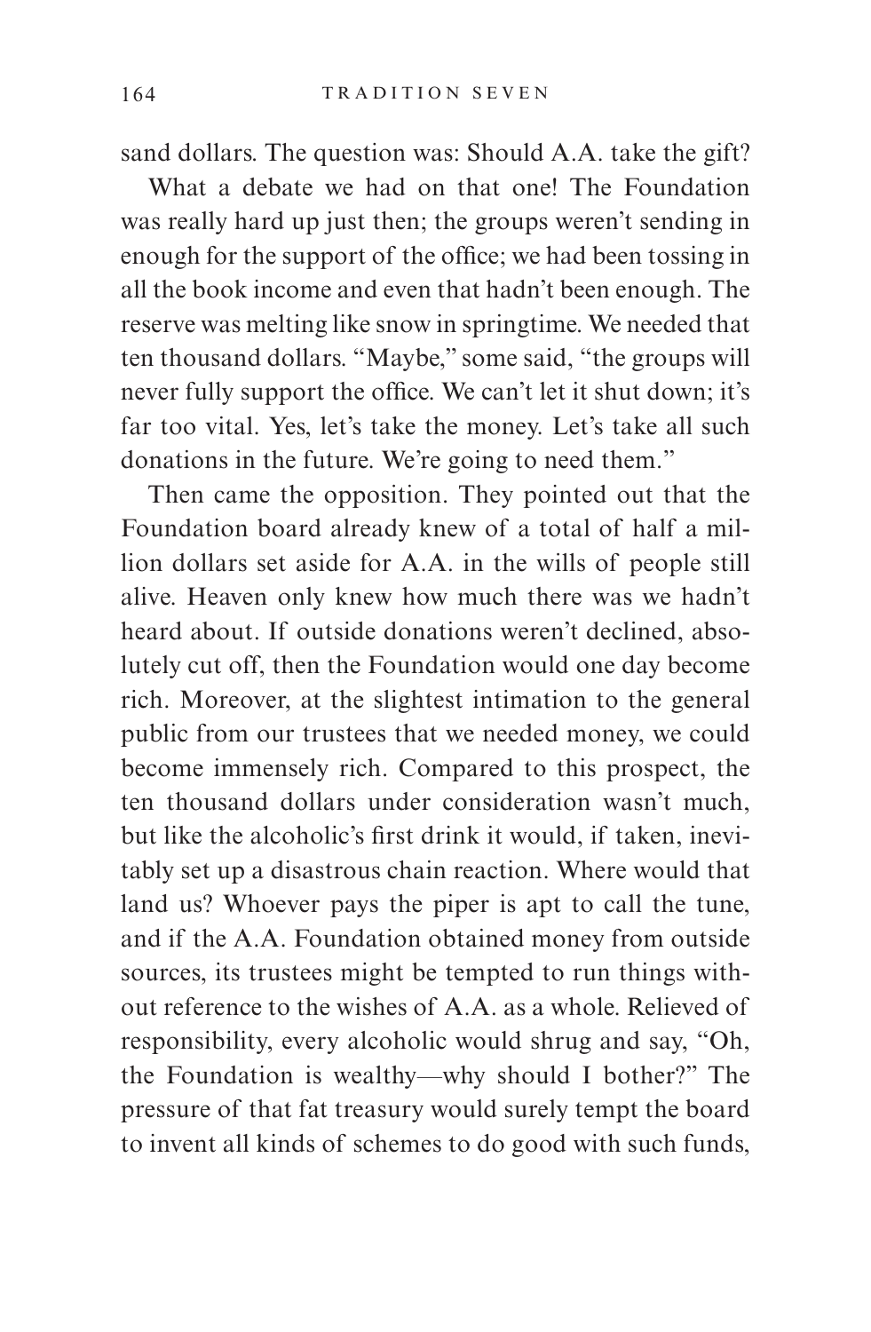sand dollars. The question was: Should A.A. take the gift?

What a debate we had on that one! The Foundation was really hard up just then; the groups weren't sending in enough for the support of the office; we had been tossing in all the book income and even that hadn't been enough. The reserve was melting like snow in springtime. We needed that ten thousand dollars. "Maybe," some said, "the groups will never fully support the office. We can't let it shut down; it's far too vital. Yes, let's take the money. Let's take all such donations in the future. We're going to need them."

Then came the opposition. They pointed out that the Foundation board already knew of a total of half a million dollars set aside for A.A. in the wills of people still alive. Heaven only knew how much there was we hadn't heard about. If outside donations weren't declined, absolutely cut off, then the Foundation would one day become rich. Moreover, at the slightest intimation to the general public from our trustees that we needed money, we could become immensely rich. Compared to this prospect, the ten thousand dollars under consideration wasn't much, but like the alcoholic's first drink it would, if taken, inevitably set up a disastrous chain reaction. Where would that land us? Whoever pays the piper is apt to call the tune, and if the A.A. Foundation obtained money from outside sources, its trustees might be tempted to run things without reference to the wishes of A.A. as a whole. Relieved of responsibility, every alcoholic would shrug and say, "Oh, the Foundation is wealthy—why should I bother?" The pressure of that fat treasury would surely tempt the board to invent all kinds of schemes to do good with such funds,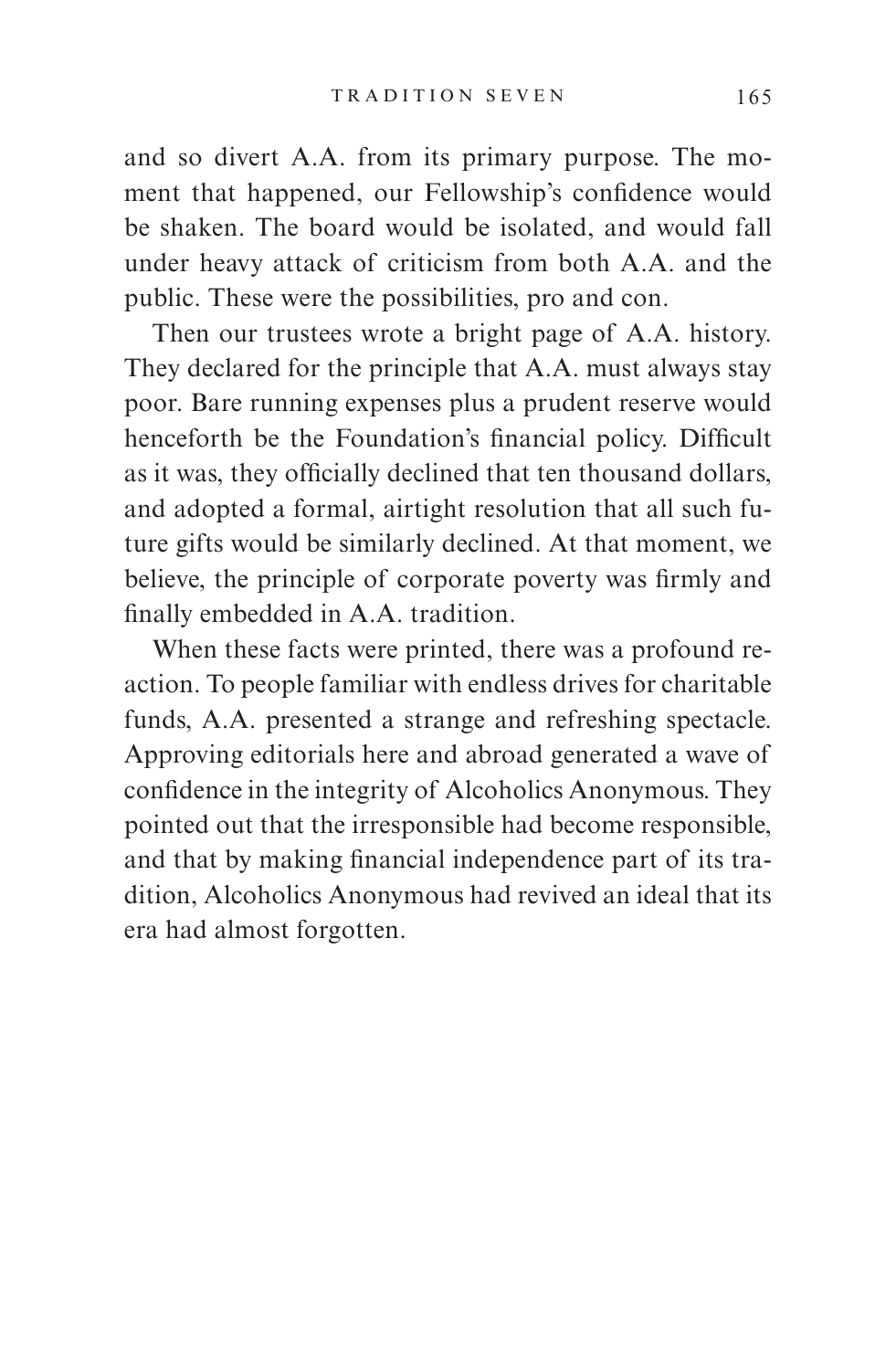and so divert A.A. from its primary purpose. The moment that happened, our Fellowship's confidence would be shaken. The board would be isolated, and would fall under heavy attack of criticism from both A.A. and the public. These were the possibilities, pro and con.

Then our trustees wrote a bright page of A.A. history. They declared for the principle that A.A. must always stay poor. Bare running expenses plus a prudent reserve would henceforth be the Foundation's financial policy. Difficult as it was, they officially declined that ten thousand dollars, and adopted a formal, airtight resolution that all such future gifts would be similarly declined. At that moment, we believe, the principle of corporate poverty was firmly and finally embedded in A.A. tradition.

When these facts were printed, there was a profound reaction. To people familiar with endless drives for charitable funds, A.A. presented a strange and refreshing spectacle. Approving editorials here and abroad generated a wave of confidence in the integrity of Alcoholics Anonymous. They pointed out that the irresponsible had become responsible, and that by making financial independence part of its tradition, Alcoholics Anonymous had revived an ideal that its era had almost forgotten.